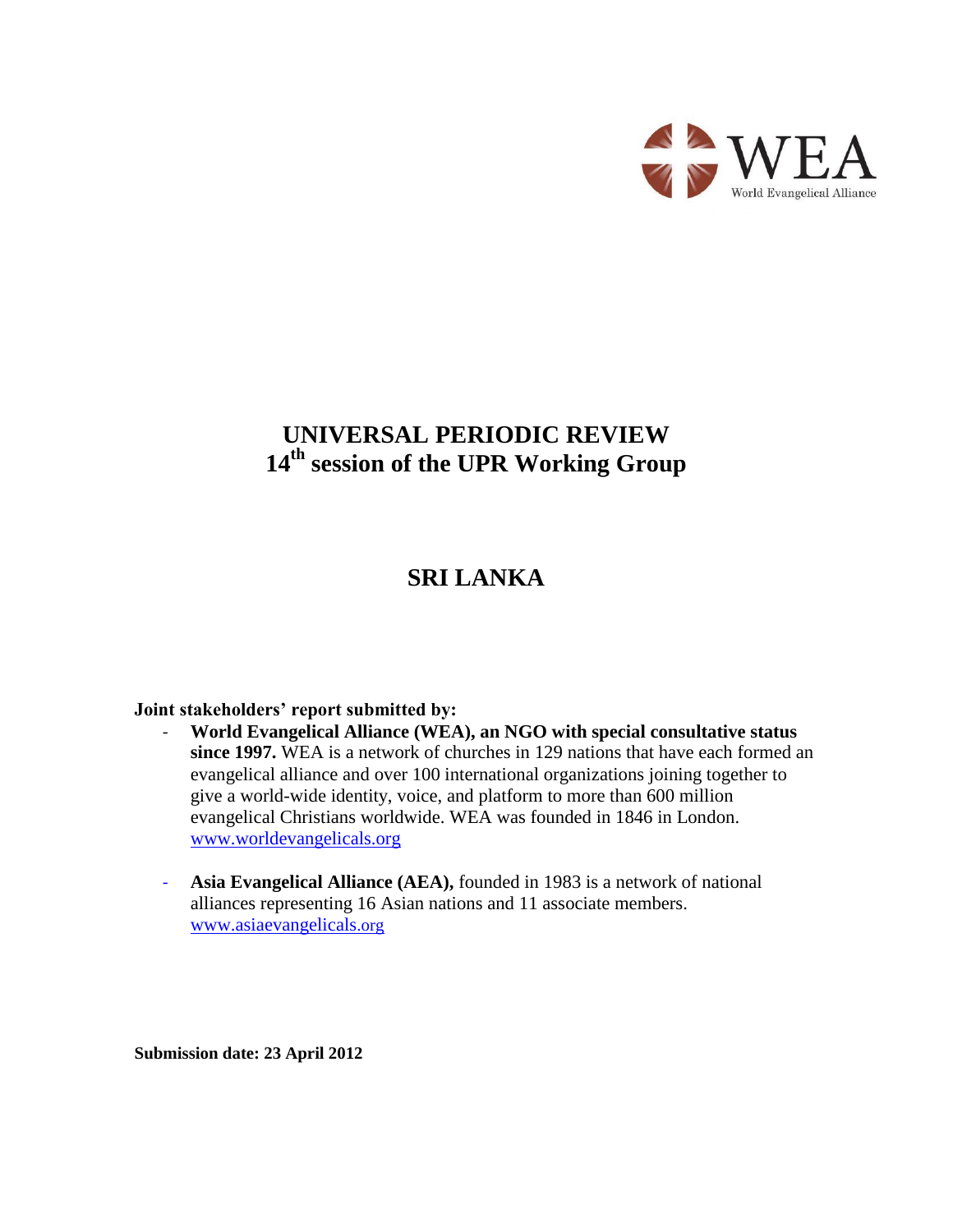WEA
World Evangelical Alliance

# UNIVERSAL PERIODIC REVIEW
## 14th session of the UPR Working Group

## SRI LANKA

**Joint stakeholders' report submitted by:**

- **World Evangelical Alliance (WEA), an NGO with special consultative status since 1997.** WEA is a network of churches in 129 nations that have each formed an evangelical alliance and over 100 international organizations joining together to give a world-wide identity, voice, and platform to more than 600 million evangelical Christians worldwide. WEA was founded in 1846 in London. www.worldevangelicals.org

- **Asia Evangelical Alliance (AEA),** founded in 1983 is a network of national alliances representing 16 Asian nations and 11 associate members. www.asiaevangelicals.org

**Submission date: 23 April 2012**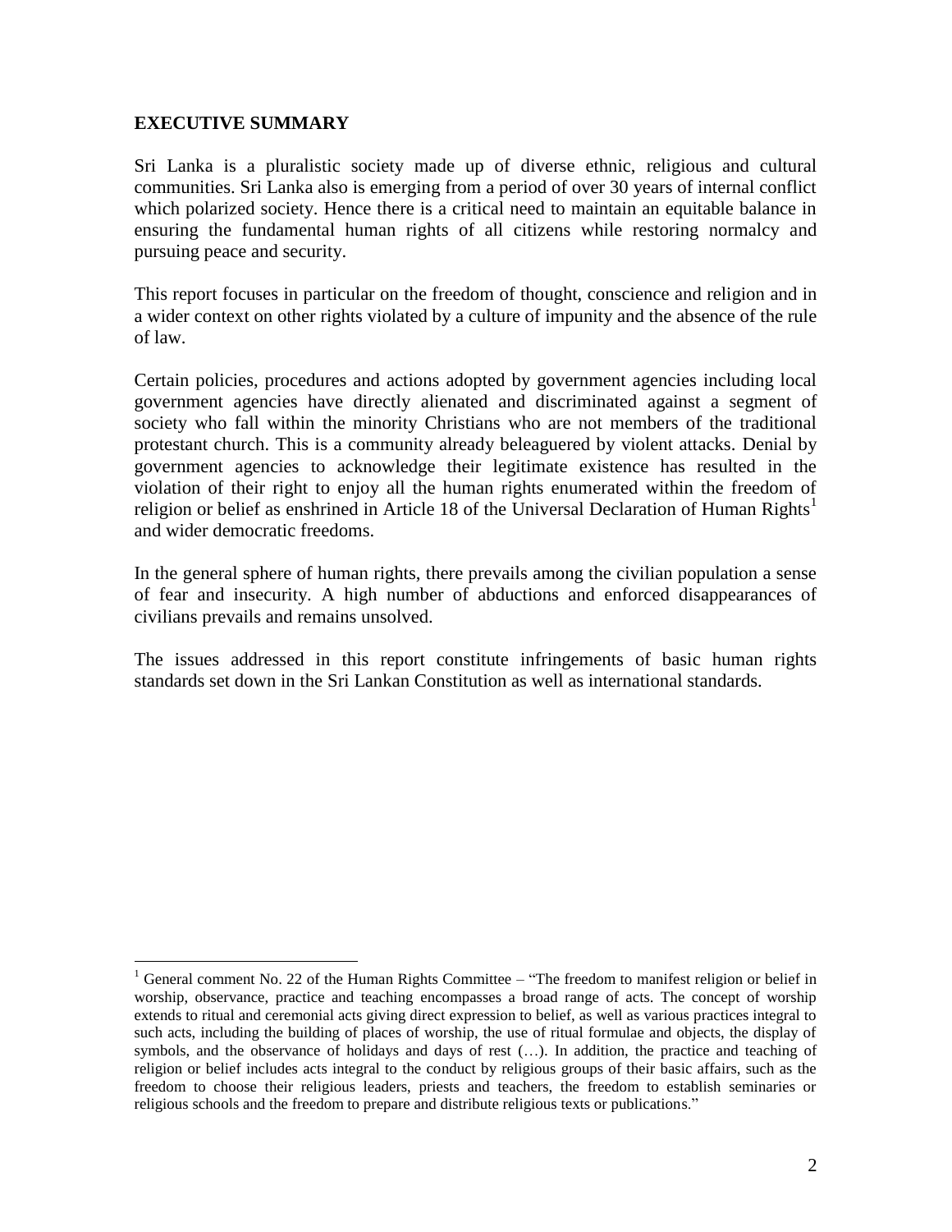## EXECUTIVE SUMMARY

Sri Lanka is a pluralistic society made up of diverse ethnic, religious and cultural communities. Sri Lanka also is emerging from a period of over 30 years of internal conflict which polarized society. Hence there is a critical need to maintain an equitable balance in ensuring the fundamental human rights of all citizens while restoring normalcy and pursuing peace and security.

This report focuses in particular on the freedom of thought, conscience and religion and in a wider context on other rights violated by a culture of impunity and the absence of the rule of law.

Certain policies, procedures and actions adopted by government agencies including local government agencies have directly alienated and discriminated against a segment of society who fall within the minority Christians who are not members of the traditional protestant church. This is a community already beleaguered by violent attacks. Denial by government agencies to acknowledge their legitimate existence has resulted in the violation of their right to enjoy all the human rights enumerated within the freedom of religion or belief as enshrined in Article 18 of the Universal Declaration of Human Rights[1] and wider democratic freedoms.

In the general sphere of human rights, there prevails among the civilian population a sense of fear and insecurity. A high number of abductions and enforced disappearances of civilians prevails and remains unsolved.

The issues addressed in this report constitute infringements of basic human rights standards set down in the Sri Lankan Constitution as well as international standards.

---

[1] General comment No. 22 of the Human Rights Committee – "The freedom to manifest religion or belief in worship, observance, practice and teaching encompasses a broad range of acts. The concept of worship extends to ritual and ceremonial acts giving direct expression to belief, as well as various practices integral to such acts, including the building of places of worship, the use of ritual formulae and objects, the display of symbols, and the observance of holidays and days of rest (…). In addition, the practice and teaching of religion or belief includes acts integral to the conduct by religious groups of their basic affairs, such as the freedom to choose their religious leaders, priests and teachers, the freedom to establish seminaries or religious schools and the freedom to prepare and distribute religious texts or publications."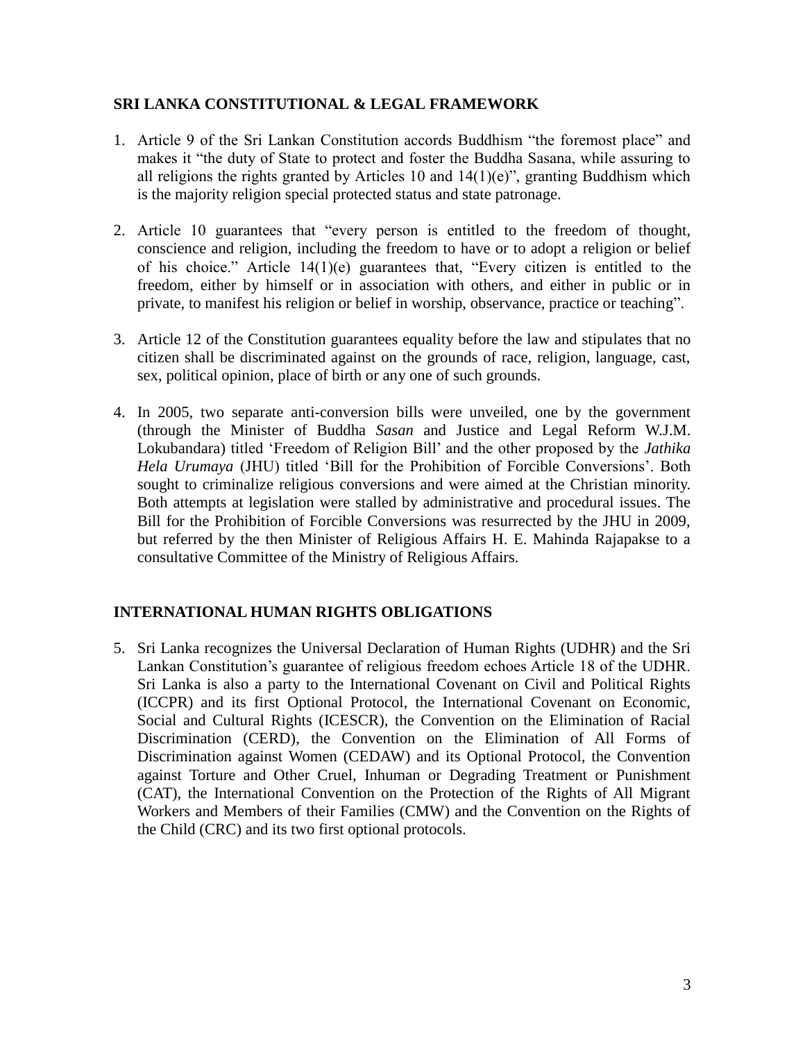## SRI LANKA CONSTITUTIONAL & LEGAL FRAMEWORK

1. Article 9 of the Sri Lankan Constitution accords Buddhism "the foremost place" and makes it "the duty of State to protect and foster the Buddha Sasana, while assuring to all religions the rights granted by Articles 10 and 14(1)(e)", granting Buddhism which is the majority religion special protected status and state patronage.

2. Article 10 guarantees that "every person is entitled to the freedom of thought, conscience and religion, including the freedom to have or to adopt a religion or belief of his choice." Article 14(1)(e) guarantees that, "Every citizen is entitled to the freedom, either by himself or in association with others, and either in public or in private, to manifest his religion or belief in worship, observance, practice or teaching".

3. Article 12 of the Constitution guarantees equality before the law and stipulates that no citizen shall be discriminated against on the grounds of race, religion, language, cast, sex, political opinion, place of birth or any one of such grounds.

4. In 2005, two separate anti-conversion bills were unveiled, one by the government (through the Minister of Buddha *Sasan* and Justice and Legal Reform W.J.M. Lokubandara) titled 'Freedom of Religion Bill' and the other proposed by the *Jathika Hela Urumaya* (JHU) titled 'Bill for the Prohibition of Forcible Conversions'. Both sought to criminalize religious conversions and were aimed at the Christian minority. Both attempts at legislation were stalled by administrative and procedural issues. The Bill for the Prohibition of Forcible Conversions was resurrected by the JHU in 2009, but referred by the then Minister of Religious Affairs H. E. Mahinda Rajapakse to a consultative Committee of the Ministry of Religious Affairs.

## INTERNATIONAL HUMAN RIGHTS OBLIGATIONS

5. Sri Lanka recognizes the Universal Declaration of Human Rights (UDHR) and the Sri Lankan Constitution's guarantee of religious freedom echoes Article 18 of the UDHR. Sri Lanka is also a party to the International Covenant on Civil and Political Rights (ICCPR) and its first Optional Protocol, the International Covenant on Economic, Social and Cultural Rights (ICESCR), the Convention on the Elimination of Racial Discrimination (CERD), the Convention on the Elimination of All Forms of Discrimination against Women (CEDAW) and its Optional Protocol, the Convention against Torture and Other Cruel, Inhuman or Degrading Treatment or Punishment (CAT), the International Convention on the Protection of the Rights of All Migrant Workers and Members of their Families (CMW) and the Convention on the Rights of the Child (CRC) and its two first optional protocols.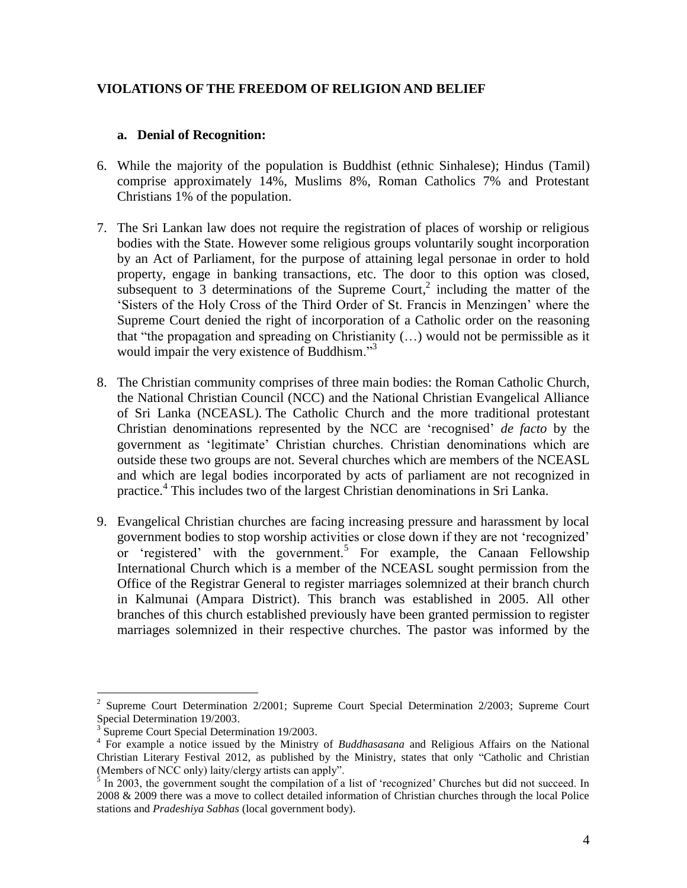## VIOLATIONS OF THE FREEDOM OF RELIGION AND BELIEF

### a. Denial of Recognition:

6. While the majority of the population is Buddhist (ethnic Sinhalese); Hindus (Tamil) comprise approximately 14%, Muslims 8%, Roman Catholics 7% and Protestant Christians 1% of the population.

7. The Sri Lankan law does not require the registration of places of worship or religious bodies with the State. However some religious groups voluntarily sought incorporation by an Act of Parliament, for the purpose of attaining legal personae in order to hold property, engage in banking transactions, etc. The door to this option was closed, subsequent to 3 determinations of the Supreme Court,[2] including the matter of the 'Sisters of the Holy Cross of the Third Order of St. Francis in Menzingen' where the Supreme Court denied the right of incorporation of a Catholic order on the reasoning that "the propagation and spreading on Christianity (…) would not be permissible as it would impair the very existence of Buddhism."[3]

8. The Christian community comprises of three main bodies: the Roman Catholic Church, the National Christian Council (NCC) and the National Christian Evangelical Alliance of Sri Lanka (NCEASL). The Catholic Church and the more traditional protestant Christian denominations represented by the NCC are 'recognised' *de facto* by the government as 'legitimate' Christian churches. Christian denominations which are outside these two groups are not. Several churches which are members of the NCEASL and which are legal bodies incorporated by acts of parliament are not recognized in practice.[4] This includes two of the largest Christian denominations in Sri Lanka.

9. Evangelical Christian churches are facing increasing pressure and harassment by local government bodies to stop worship activities or close down if they are not 'recognized' or 'registered' with the government.[5] For example, the Canaan Fellowship International Church which is a member of the NCEASL sought permission from the Office of the Registrar General to register marriages solemnized at their branch church in Kalmunai (Ampara District). This branch was established in 2005. All other branches of this church established previously have been granted permission to register marriages solemnized in their respective churches. The pastor was informed by the

---

[2] Supreme Court Determination 2/2001; Supreme Court Special Determination 2/2003; Supreme Court Special Determination 19/2003.

[3] Supreme Court Special Determination 19/2003.

[4] For example a notice issued by the Ministry of *Buddhasasana* and Religious Affairs on the National Christian Literary Festival 2012, as published by the Ministry, states that only "Catholic and Christian (Members of NCC only) laity/clergy artists can apply".

[5] In 2003, the government sought the compilation of a list of 'recognized' Churches but did not succeed. In 2008 & 2009 there was a move to collect detailed information of Christian churches through the local Police stations and *Pradeshiya Sabhas* (local government body).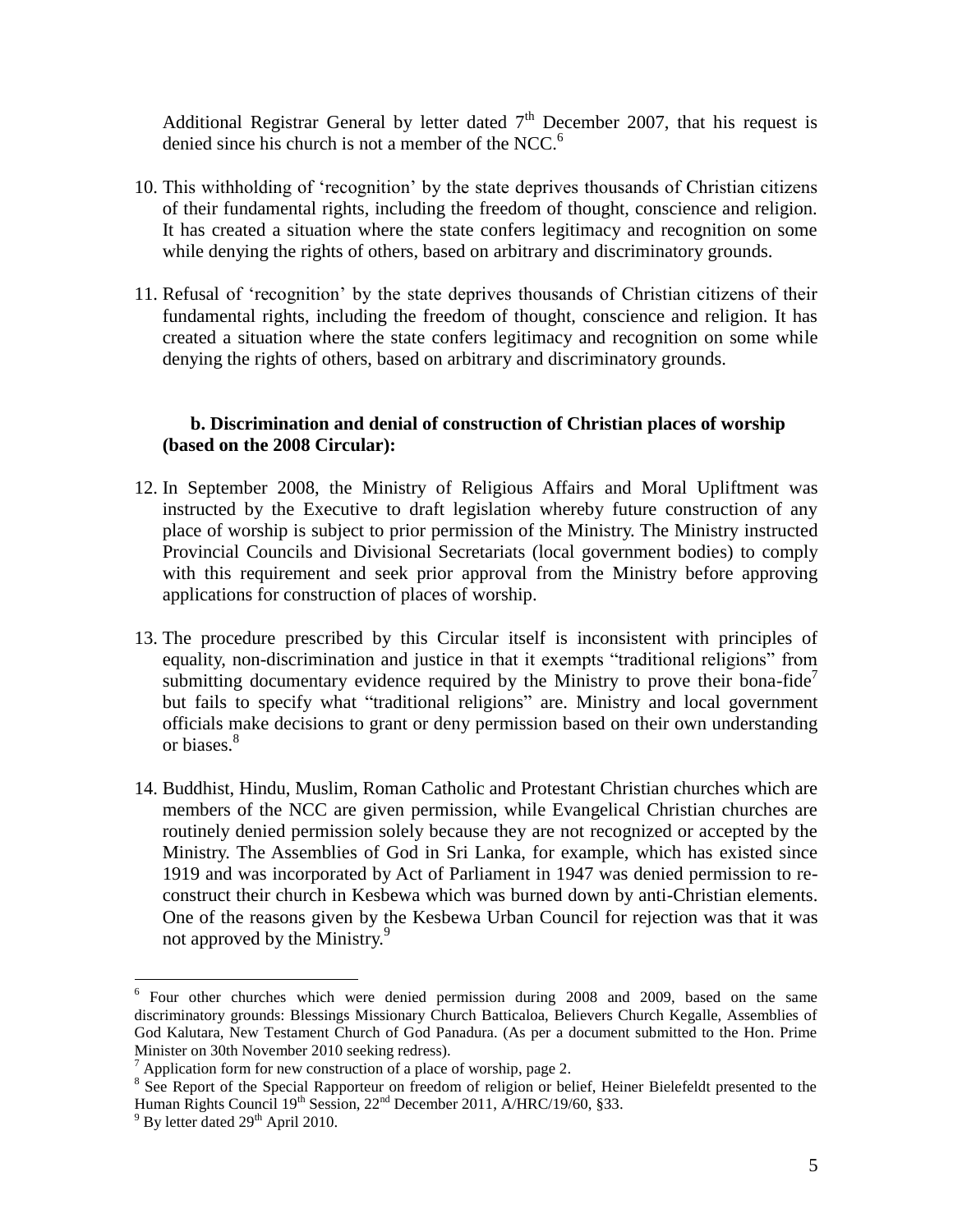Additional Registrar General by letter dated 7th December 2007, that his request is denied since his church is not a member of the NCC.[6]

10. This withholding of 'recognition' by the state deprives thousands of Christian citizens of their fundamental rights, including the freedom of thought, conscience and religion. It has created a situation where the state confers legitimacy and recognition on some while denying the rights of others, based on arbitrary and discriminatory grounds.

11. Refusal of 'recognition' by the state deprives thousands of Christian citizens of their fundamental rights, including the freedom of thought, conscience and religion. It has created a situation where the state confers legitimacy and recognition on some while denying the rights of others, based on arbitrary and discriminatory grounds.

### b. Discrimination and denial of construction of Christian places of worship (based on the 2008 Circular):

12. In September 2008, the Ministry of Religious Affairs and Moral Upliftment was instructed by the Executive to draft legislation whereby future construction of any place of worship is subject to prior permission of the Ministry. The Ministry instructed Provincial Councils and Divisional Secretariats (local government bodies) to comply with this requirement and seek prior approval from the Ministry before approving applications for construction of places of worship.

13. The procedure prescribed by this Circular itself is inconsistent with principles of equality, non-discrimination and justice in that it exempts "traditional religions" from submitting documentary evidence required by the Ministry to prove their bona-fide[7] but fails to specify what "traditional religions" are. Ministry and local government officials make decisions to grant or deny permission based on their own understanding or biases.[8]

14. Buddhist, Hindu, Muslim, Roman Catholic and Protestant Christian churches which are members of the NCC are given permission, while Evangelical Christian churches are routinely denied permission solely because they are not recognized or accepted by the Ministry. The Assemblies of God in Sri Lanka, for example, which has existed since 1919 and was incorporated by Act of Parliament in 1947 was denied permission to re-construct their church in Kesbewa which was burned down by anti-Christian elements. One of the reasons given by the Kesbewa Urban Council for rejection was that it was not approved by the Ministry.[9]

---

[6] Four other churches which were denied permission during 2008 and 2009, based on the same discriminatory grounds: Blessings Missionary Church Batticaloa, Believers Church Kegalle, Assemblies of God Kalutara, New Testament Church of God Panadura. (As per a document submitted to the Hon. Prime Minister on 30th November 2010 seeking redress).

[7] Application form for new construction of a place of worship, page 2.

[8] See Report of the Special Rapporteur on freedom of religion or belief, Heiner Bielefeldt presented to the Human Rights Council 19th Session, 22nd December 2011, A/HRC/19/60, §33.

[9] By letter dated 29th April 2010.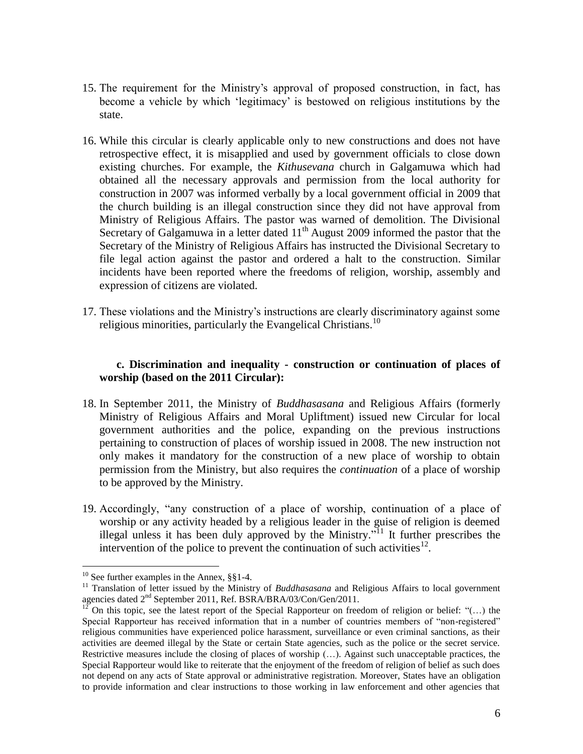15. The requirement for the Ministry's approval of proposed construction, in fact, has become a vehicle by which 'legitimacy' is bestowed on religious institutions by the state.

16. While this circular is clearly applicable only to new constructions and does not have retrospective effect, it is misapplied and used by government officials to close down existing churches. For example, the *Kithusevana* church in Galgamuwa which had obtained all the necessary approvals and permission from the local authority for construction in 2007 was informed verbally by a local government official in 2009 that the church building is an illegal construction since they did not have approval from Ministry of Religious Affairs. The pastor was warned of demolition. The Divisional Secretary of Galgamuwa in a letter dated 11th August 2009 informed the pastor that the Secretary of the Ministry of Religious Affairs has instructed the Divisional Secretary to file legal action against the pastor and ordered a halt to the construction. Similar incidents have been reported where the freedoms of religion, worship, assembly and expression of citizens are violated.

17. These violations and the Ministry's instructions are clearly discriminatory against some religious minorities, particularly the Evangelical Christians.[10]

### c. Discrimination and inequality - construction or continuation of places of worship (based on the 2011 Circular):

18. In September 2011, the Ministry of *Buddhasasana* and Religious Affairs (formerly Ministry of Religious Affairs and Moral Upliftment) issued new Circular for local government authorities and the police, expanding on the previous instructions pertaining to construction of places of worship issued in 2008. The new instruction not only makes it mandatory for the construction of a new place of worship to obtain permission from the Ministry, but also requires the *continuation* of a place of worship to be approved by the Ministry.

19. Accordingly, "any construction of a place of worship, continuation of a place of worship or any activity headed by a religious leader in the guise of religion is deemed illegal unless it has been duly approved by the Ministry."[11] It further prescribes the intervention of the police to prevent the continuation of such activities[12].

---

[10] See further examples in the Annex, §§1-4.

[11] Translation of letter issued by the Ministry of *Buddhasasana* and Religious Affairs to local government agencies dated 2nd September 2011, Ref. BSRA/BRA/03/Con/Gen/2011.

[12] On this topic, see the latest report of the Special Rapporteur on freedom of religion or belief: "(…) the Special Rapporteur has received information that in a number of countries members of "non-registered" religious communities have experienced police harassment, surveillance or even criminal sanctions, as their activities are deemed illegal by the State or certain State agencies, such as the police or the secret service. Restrictive measures include the closing of places of worship (…). Against such unacceptable practices, the Special Rapporteur would like to reiterate that the enjoyment of the freedom of religion of belief as such does not depend on any acts of State approval or administrative registration. Moreover, States have an obligation to provide information and clear instructions to those working in law enforcement and other agencies that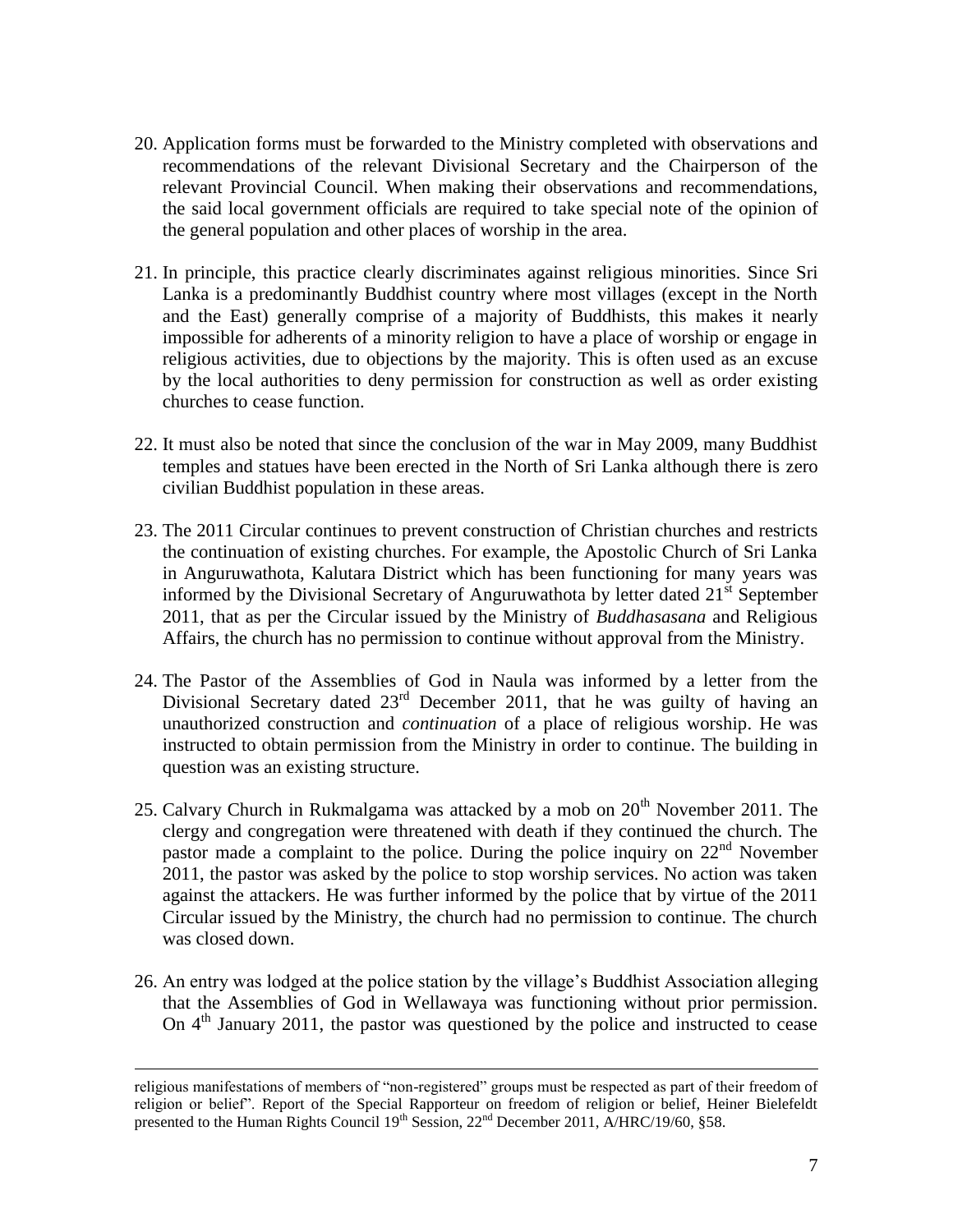20. Application forms must be forwarded to the Ministry completed with observations and recommendations of the relevant Divisional Secretary and the Chairperson of the relevant Provincial Council. When making their observations and recommendations, the said local government officials are required to take special note of the opinion of the general population and other places of worship in the area.

21. In principle, this practice clearly discriminates against religious minorities. Since Sri Lanka is a predominantly Buddhist country where most villages (except in the North and the East) generally comprise of a majority of Buddhists, this makes it nearly impossible for adherents of a minority religion to have a place of worship or engage in religious activities, due to objections by the majority. This is often used as an excuse by the local authorities to deny permission for construction as well as order existing churches to cease function.

22. It must also be noted that since the conclusion of the war in May 2009, many Buddhist temples and statues have been erected in the North of Sri Lanka although there is zero civilian Buddhist population in these areas.

23. The 2011 Circular continues to prevent construction of Christian churches and restricts the continuation of existing churches. For example, the Apostolic Church of Sri Lanka in Anguruwathota, Kalutara District which has been functioning for many years was informed by the Divisional Secretary of Anguruwathota by letter dated 21st September 2011, that as per the Circular issued by the Ministry of *Buddhasasana* and Religious Affairs, the church has no permission to continue without approval from the Ministry.

24. The Pastor of the Assemblies of God in Naula was informed by a letter from the Divisional Secretary dated 23rd December 2011, that he was guilty of having an unauthorized construction and *continuation* of a place of religious worship. He was instructed to obtain permission from the Ministry in order to continue. The building in question was an existing structure.

25. Calvary Church in Rukmalgama was attacked by a mob on 20th November 2011. The clergy and congregation were threatened with death if they continued the church. The pastor made a complaint to the police. During the police inquiry on 22nd November 2011, the pastor was asked by the police to stop worship services. No action was taken against the attackers. He was further informed by the police that by virtue of the 2011 Circular issued by the Ministry, the church had no permission to continue. The church was closed down.

26. An entry was lodged at the police station by the village's Buddhist Association alleging that the Assemblies of God in Wellawaya was functioning without prior permission. On 4th January 2011, the pastor was questioned by the police and instructed to cease

---

religious manifestations of members of "non-registered" groups must be respected as part of their freedom of religion or belief". Report of the Special Rapporteur on freedom of religion or belief, Heiner Bielefeldt presented to the Human Rights Council 19th Session, 22nd December 2011, A/HRC/19/60, §58.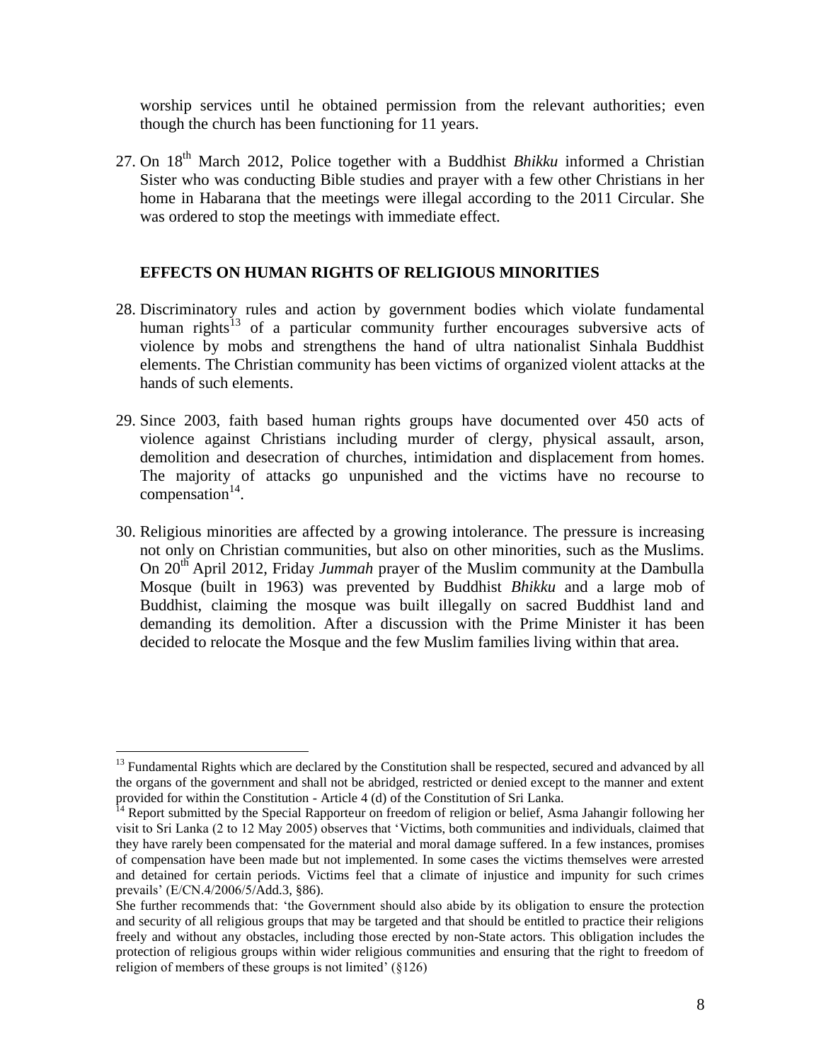worship services until he obtained permission from the relevant authorities; even though the church has been functioning for 11 years.

27. On 18th March 2012, Police together with a Buddhist *Bhikku* informed a Christian Sister who was conducting Bible studies and prayer with a few other Christians in her home in Habarana that the meetings were illegal according to the 2011 Circular. She was ordered to stop the meetings with immediate effect.

## EFFECTS ON HUMAN RIGHTS OF RELIGIOUS MINORITIES

28. Discriminatory rules and action by government bodies which violate fundamental human rights[13] of a particular community further encourages subversive acts of violence by mobs and strengthens the hand of ultra nationalist Sinhala Buddhist elements. The Christian community has been victims of organized violent attacks at the hands of such elements.

29. Since 2003, faith based human rights groups have documented over 450 acts of violence against Christians including murder of clergy, physical assault, arson, demolition and desecration of churches, intimidation and displacement from homes. The majority of attacks go unpunished and the victims have no recourse to compensation[14].

30. Religious minorities are affected by a growing intolerance. The pressure is increasing not only on Christian communities, but also on other minorities, such as the Muslims. On 20th April 2012, Friday *Jummah* prayer of the Muslim community at the Dambulla Mosque (built in 1963) was prevented by Buddhist *Bhikku* and a large mob of Buddhist, claiming the mosque was built illegally on sacred Buddhist land and demanding its demolition. After a discussion with the Prime Minister it has been decided to relocate the Mosque and the few Muslim families living within that area.

---

[13] Fundamental Rights which are declared by the Constitution shall be respected, secured and advanced by all the organs of the government and shall not be abridged, restricted or denied except to the manner and extent provided for within the Constitution - Article 4 (d) of the Constitution of Sri Lanka.

[14] Report submitted by the Special Rapporteur on freedom of religion or belief, Asma Jahangir following her visit to Sri Lanka (2 to 12 May 2005) observes that 'Victims, both communities and individuals, claimed that they have rarely been compensated for the material and moral damage suffered. In a few instances, promises of compensation have been made but not implemented. In some cases the victims themselves were arrested and detained for certain periods. Victims feel that a climate of injustice and impunity for such crimes prevails' (E/CN.4/2006/5/Add.3, §86).

She further recommends that: 'the Government should also abide by its obligation to ensure the protection and security of all religious groups that may be targeted and that should be entitled to practice their religions freely and without any obstacles, including those erected by non-State actors. This obligation includes the protection of religious groups within wider religious communities and ensuring that the right to freedom of religion of members of these groups is not limited' (§126)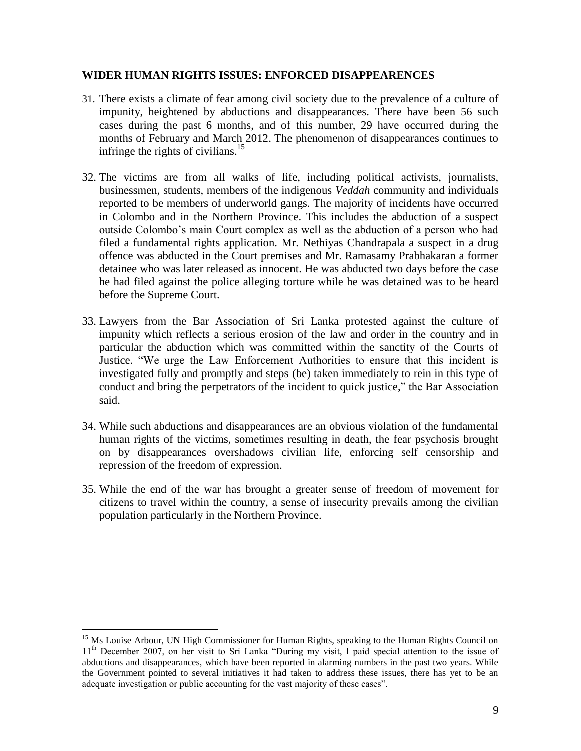## WIDER HUMAN RIGHTS ISSUES: ENFORCED DISAPPEARENCES

31. There exists a climate of fear among civil society due to the prevalence of a culture of impunity, heightened by abductions and disappearances. There have been 56 such cases during the past 6 months, and of this number, 29 have occurred during the months of February and March 2012. The phenomenon of disappearances continues to infringe the rights of civilians.[15]

32. The victims are from all walks of life, including political activists, journalists, businessmen, students, members of the indigenous *Veddah* community and individuals reported to be members of underworld gangs. The majority of incidents have occurred in Colombo and in the Northern Province. This includes the abduction of a suspect outside Colombo's main Court complex as well as the abduction of a person who had filed a fundamental rights application. Mr. Nethiyas Chandrapala a suspect in a drug offence was abducted in the Court premises and Mr. Ramasamy Prabhakaran a former detainee who was later released as innocent. He was abducted two days before the case he had filed against the police alleging torture while he was detained was to be heard before the Supreme Court.

33. Lawyers from the Bar Association of Sri Lanka protested against the culture of impunity which reflects a serious erosion of the law and order in the country and in particular the abduction which was committed within the sanctity of the Courts of Justice. "We urge the Law Enforcement Authorities to ensure that this incident is investigated fully and promptly and steps (be) taken immediately to rein in this type of conduct and bring the perpetrators of the incident to quick justice," the Bar Association said.

34. While such abductions and disappearances are an obvious violation of the fundamental human rights of the victims, sometimes resulting in death, the fear psychosis brought on by disappearances overshadows civilian life, enforcing self censorship and repression of the freedom of expression.

35. While the end of the war has brought a greater sense of freedom of movement for citizens to travel within the country, a sense of insecurity prevails among the civilian population particularly in the Northern Province.

---

[15] Ms Louise Arbour, UN High Commissioner for Human Rights, speaking to the Human Rights Council on 11th December 2007, on her visit to Sri Lanka "During my visit, I paid special attention to the issue of abductions and disappearances, which have been reported in alarming numbers in the past two years. While the Government pointed to several initiatives it had taken to address these issues, there has yet to be an adequate investigation or public accounting for the vast majority of these cases".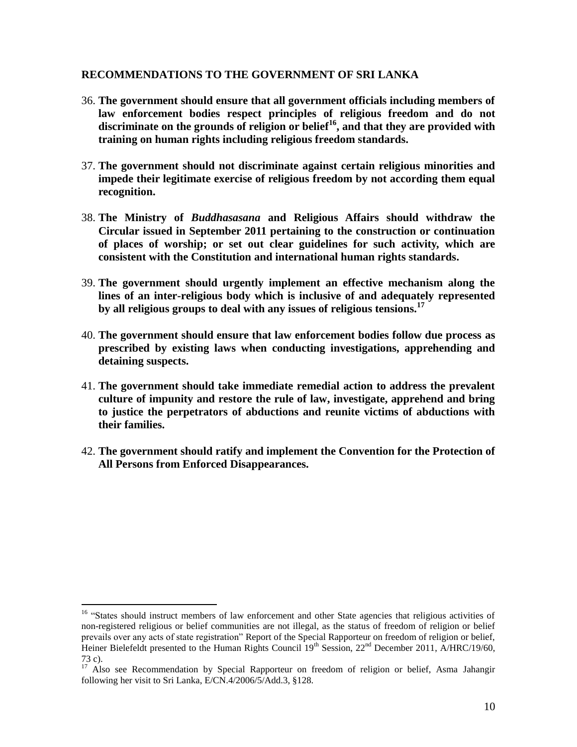## RECOMMENDATIONS TO THE GOVERNMENT OF SRI LANKA

36. **The government should ensure that all government officials including members of law enforcement bodies respect principles of religious freedom and do not discriminate on the grounds of religion or belief[16], and that they are provided with training on human rights including religious freedom standards.**

37. **The government should not discriminate against certain religious minorities and impede their legitimate exercise of religious freedom by not according them equal recognition.**

38. **The Ministry of *Buddhasasana* and Religious Affairs should withdraw the Circular issued in September 2011 pertaining to the construction or continuation of places of worship; or set out clear guidelines for such activity, which are consistent with the Constitution and international human rights standards.**

39. **The government should urgently implement an effective mechanism along the lines of an inter-religious body which is inclusive of and adequately represented by all religious groups to deal with any issues of religious tensions.[17]**

40. **The government should ensure that law enforcement bodies follow due process as prescribed by existing laws when conducting investigations, apprehending and detaining suspects.**

41. **The government should take immediate remedial action to address the prevalent culture of impunity and restore the rule of law, investigate, apprehend and bring to justice the perpetrators of abductions and reunite victims of abductions with their families.**

42. **The government should ratify and implement the Convention for the Protection of All Persons from Enforced Disappearances.**

---

[16] "States should instruct members of law enforcement and other State agencies that religious activities of non-registered religious or belief communities are not illegal, as the status of freedom of religion or belief prevails over any acts of state registration" Report of the Special Rapporteur on freedom of religion or belief, Heiner Bielefeldt presented to the Human Rights Council 19th Session, 22nd December 2011, A/HRC/19/60, 73 c).

[17] Also see Recommendation by Special Rapporteur on freedom of religion or belief, Asma Jahangir following her visit to Sri Lanka, E/CN.4/2006/5/Add.3, §128.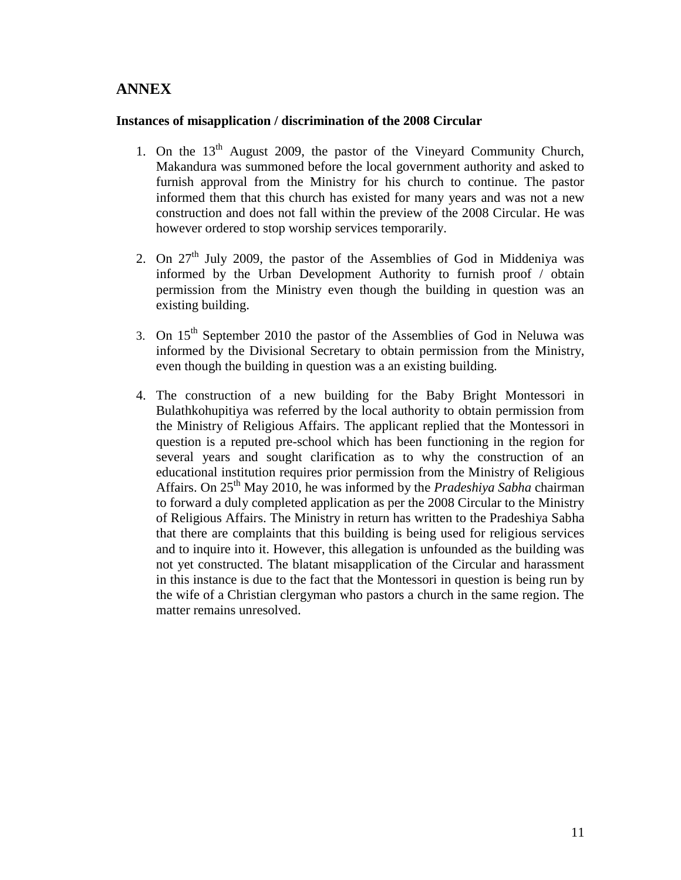## ANNEX

**Instances of misapplication / discrimination of the 2008 Circular**

1. On the 13th August 2009, the pastor of the Vineyard Community Church, Makandura was summoned before the local government authority and asked to furnish approval from the Ministry for his church to continue. The pastor informed them that this church has existed for many years and was not a new construction and does not fall within the preview of the 2008 Circular. He was however ordered to stop worship services temporarily.

2. On 27th July 2009, the pastor of the Assemblies of God in Middeniya was informed by the Urban Development Authority to furnish proof / obtain permission from the Ministry even though the building in question was an existing building.

3. On 15th September 2010 the pastor of the Assemblies of God in Neluwa was informed by the Divisional Secretary to obtain permission from the Ministry, even though the building in question was a an existing building.

4. The construction of a new building for the Baby Bright Montessori in Bulathkohupitiya was referred by the local authority to obtain permission from the Ministry of Religious Affairs. The applicant replied that the Montessori in question is a reputed pre-school which has been functioning in the region for several years and sought clarification as to why the construction of an educational institution requires prior permission from the Ministry of Religious Affairs. On 25th May 2010, he was informed by the *Pradeshiya Sabha* chairman to forward a duly completed application as per the 2008 Circular to the Ministry of Religious Affairs. The Ministry in return has written to the Pradeshiya Sabha that there are complaints that this building is being used for religious services and to inquire into it. However, this allegation is unfounded as the building was not yet constructed. The blatant misapplication of the Circular and harassment in this instance is due to the fact that the Montessori in question is being run by the wife of a Christian clergyman who pastors a church in the same region. The matter remains unresolved.